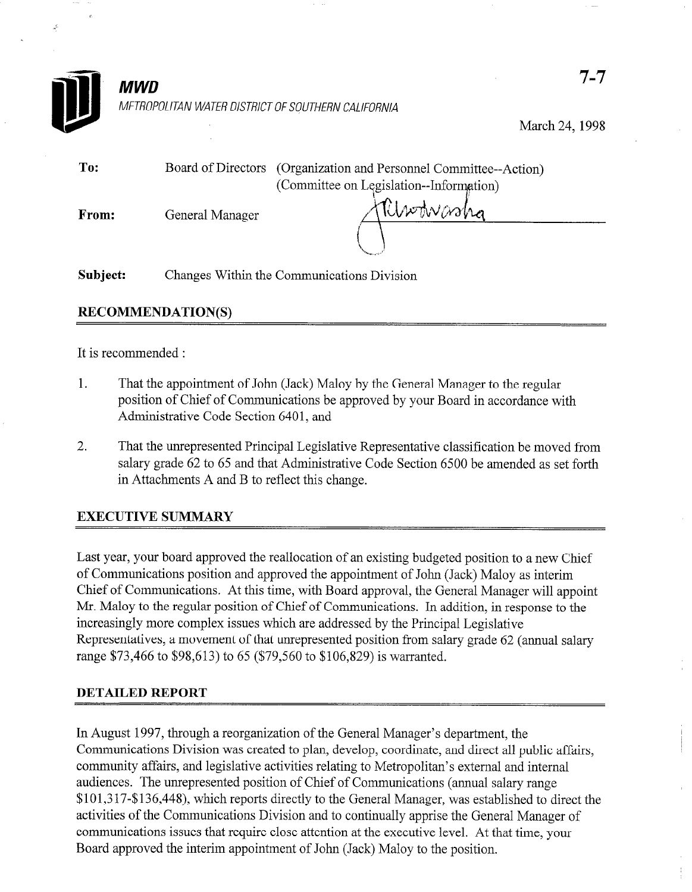**MWD**

METROPOLITAN WATER DISTRICT OF SOUTHERN CALIFORNIA

7-7

March 24, 1998

**To:** Board of Directors (Organization and Personnel Committee--Action) (Committee on Legislation--Information)

**From:** General Manager

**Subject:** Changes Within the Communications Division

## RECOMMENDATION(S)

It is recommended :

1. That the appointment of John (Jack) Maloy by the General Manager to the regular position of Chief of Communications be approved by your Board in accordance with Administrative Code Section 6401, and

2. That the unrepresented Principal Legislative Representative classification be moved from salary grade 62 to 65 and that Administrative Code Section 6500 be amended as set forth in Attachments A and B to reflect this change.

## EXECUTIVE SUMMARY

Last year, your board approved the reallocation of an existing budgeted position to a new Chief of Communications position and approved the appointment of John (Jack) Maloy as interim Chief of Communications. At this time, with Board approval, the General Manager will appoint Mr. Maloy to the regular position of Chief of Communications. In addition, in response to the increasingly more complex issues which are addressed by the Principal Legislative Representatives, a movement of that unrepresented position from salary grade 62 (annual salary range $73,466 to $98,613) to 65 ($79,560 to $106,829) is warranted.

## DETAILED REPORT

In August 1997, through a reorganization of the General Manager's department, the Communications Division was created to plan, develop, coordinate, and direct all public affairs, community affairs, and legislative activities relating to Metropolitan's external and internal audiences. The unrepresented position of Chief of Communications (annual salary range $101,317-$136,448), which reports directly to the General Manager, was established to direct the activities of the Communications Division and to continually apprise the General Manager of communications issues that require close attention at the executive level. At that time, your Board approved the interim appointment of John (Jack) Maloy to the position.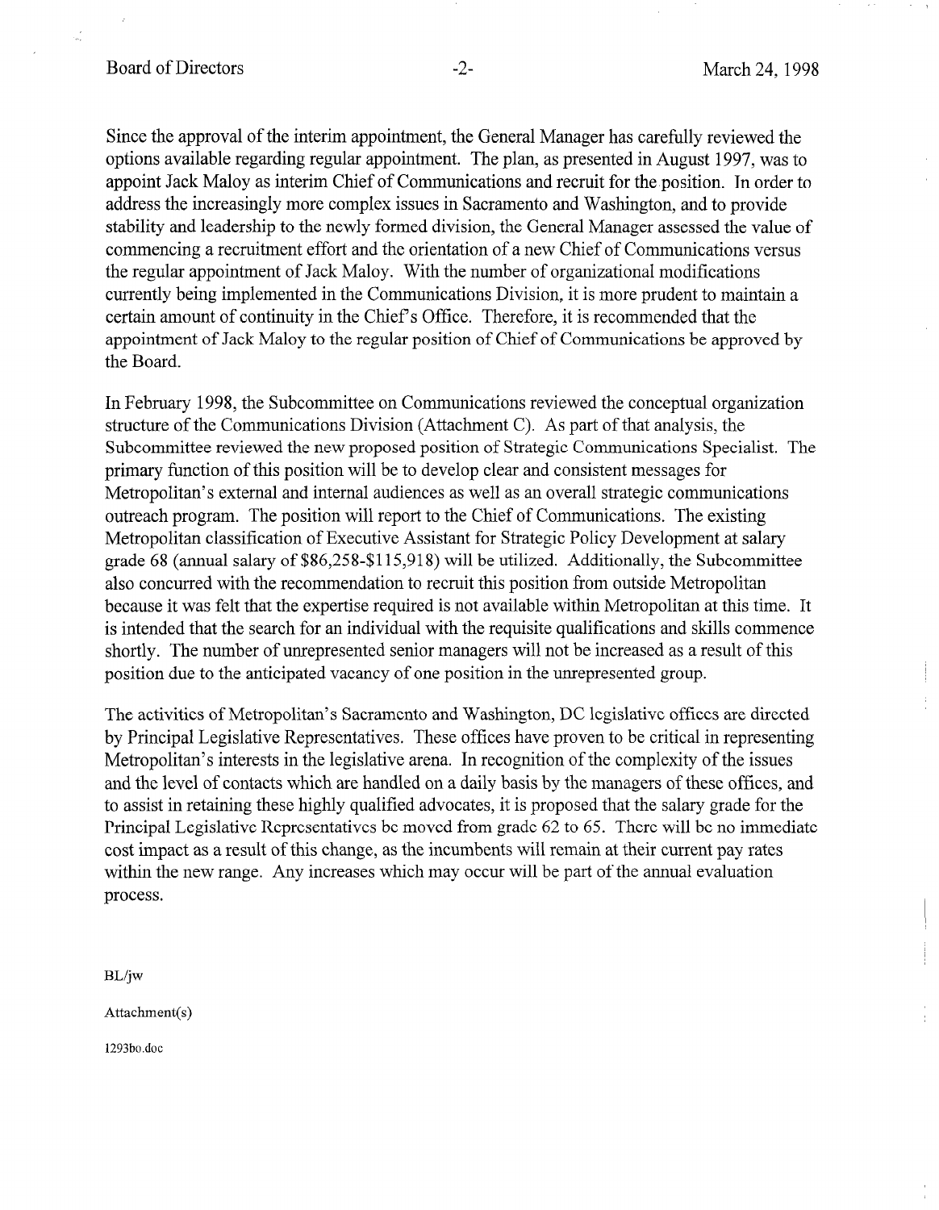Since the approval of the interim appointment, the General Manager has carefully reviewed the options available regarding regular appointment. The plan, as presented in August 1997, was to appoint Jack Maloy as interim Chief of Communications and recruit for the position. In order to address the increasingly more complex issues in Sacramento and Washington, and to provide stability and leadership to the newly formed division, the General Manager assessed the value of commencing a recruitment effort and the orientation of a new Chief of Communications versus the regular appointment of Jack Maloy. With the number of organizational modifications currently being implemented in the Communications Division, it is more prudent to maintain a certain amount of continuity in the Chief's Office. Therefore, it is recommended that the appointment of Jack Maloy to the regular position of Chief of Communications be approved by the Board.

In February 1998, the Subcommittee on Communications reviewed the conceptual organization structure of the Communications Division (Attachment C). As part of that analysis, the Subcommittee reviewed the new proposed position of Strategic Communications Specialist. The primary function of this position will be to develop clear and consistent messages for Metropolitan's external and internal audiences as well as an overall strategic communications outreach program. The position will report to the Chief of Communications. The existing Metropolitan classification of Executive Assistant for Strategic Policy Development at salary grade 68 (annual salary of $86,258-$115,918) will be utilized. Additionally, the Subcommittee also concurred with the recommendation to recruit this position from outside Metropolitan because it was felt that the expertise required is not available within Metropolitan at this time. It is intended that the search for an individual with the requisite qualifications and skills commence shortly. The number of unrepresented senior managers will not be increased as a result of this position due to the anticipated vacancy of one position in the unrepresented group.

The activities of Metropolitan's Sacramento and Washington, DC legislative offices are directed by Principal Legislative Representatives. These offices have proven to be critical in representing Metropolitan's interests in the legislative arena. In recognition of the complexity of the issues and the level of contacts which are handled on a daily basis by the managers of these offices, and to assist in retaining these highly qualified advocates, it is proposed that the salary grade for the Principal Legislative Representatives be moved from grade 62 to 65. There will be no immediate cost impact as a result of this change, as the incumbents will remain at their current pay rates within the new range. Any increases which may occur will be part of the annual evaluation process.

BL/jw

Attachment(s)

1293bo.doc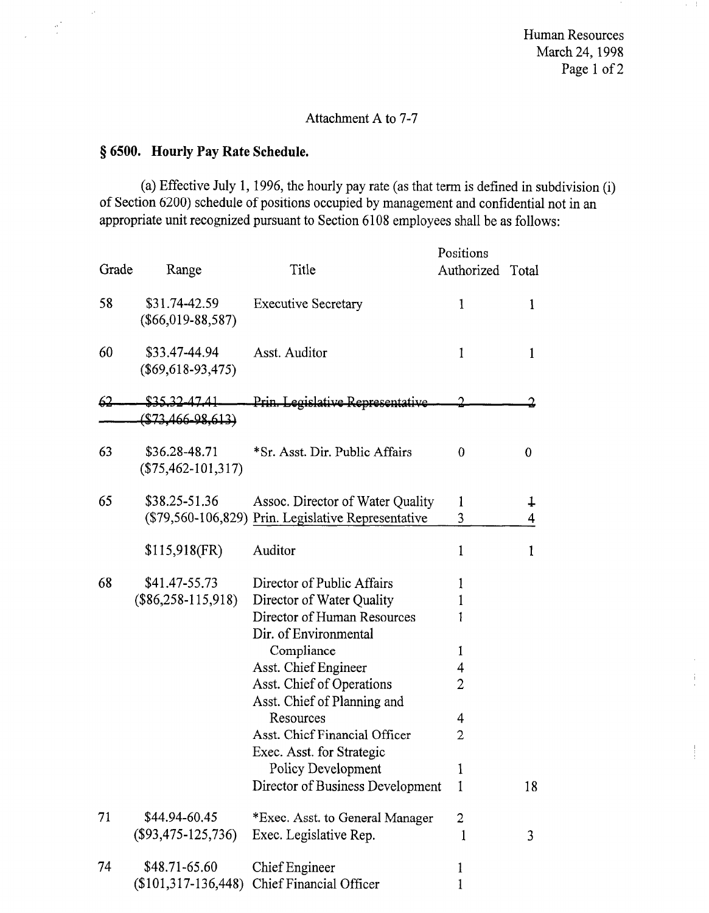Human Resources
March 24, 1998

Attachment A to 7-7

## § 6500. Hourly Pay Rate Schedule.

(a) Effective July 1, 1996, the hourly pay rate (as that term is defined in subdivision (i) of Section 6200) schedule of positions occupied by management and confidential not in an appropriate unit recognized pursuant to Section 6108 employees shall be as follows:

| Grade | Range | Title | Positions Authorized | Total |
|---|---|---|---|---|
| 58 | $31.74-42.59 ($66,019-88,587) | Executive Secretary | 1 | 1 |
| 60 | $33.47-44.94 ($69,618-93,475) | Asst. Auditor | 1 | 1 |
| ~~62~~ | ~~$35.32-47.41 ($73,466-98,613)~~ | ~~Prin. Legislative Representative~~ | ~~2~~ | ~~2~~ |
| 63 | $36.28-48.71 ($75,462-101,317) | *Sr. Asst. Dir. Public Affairs | 0 | 0 |
| 65 | $38.25-51.36 ($79,560-106,829) | Assoc. Director of Water Quality | 1 | ~~1~~ |
| | | Prin. Legislative Representative | 3 | 4 |
| | $115,918(FR) | Auditor | 1 | 1 |
| 68 | $41.47-55.73 ($86,258-115,918) | Director of Public Affairs | 1 | |
| | | Director of Water Quality | 1 | |
| | | Director of Human Resources | 1 | |
| | | Dir. of Environmental Compliance | 1 | |
| | | Asst. Chief Engineer | 4 | |
| | | Asst. Chief of Operations | 2 | |
| | | Asst. Chief of Planning and Resources | 4 | |
| | | Asst. Chief Financial Officer | 2 | |
| | | Exec. Asst. for Strategic Policy Development | 1 | |
| | | Director of Business Development | 1 | 18 |
| 71 | $44.94-60.45 ($93,475-125,736) | *Exec. Asst. to General Manager | 2 | |
| | | Exec. Legislative Rep. | 1 | 3 |
| 74 | $48.71-65.60 ($101,317-136,448) | Chief Engineer | 1 | |
| | | Chief Financial Officer | 1 | |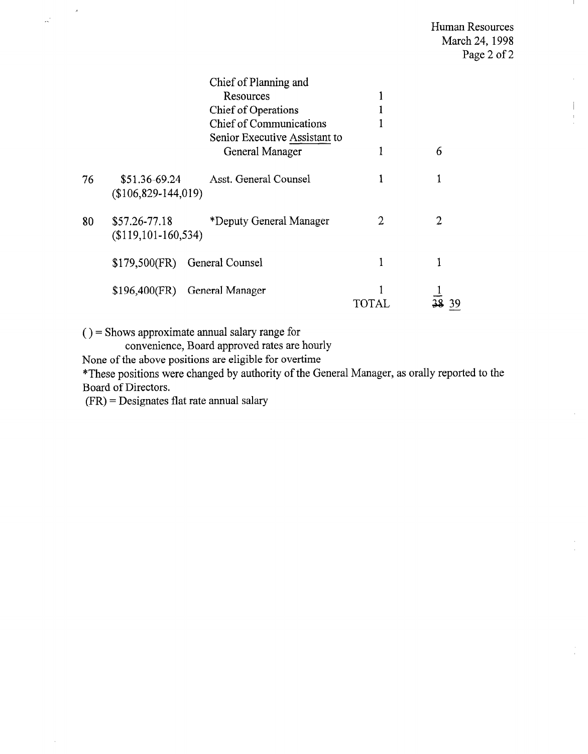Human Resources
March 24, 1998

| Range | Salary | Position | No. | Total |
| --- | --- | --- | --- | --- |
| | | Chief of Planning and Resources | 1 | |
| | | Chief of Operations | 1 | |
| | | Chief of Communications | 1 | |
| | | Senior Executive Assistant to General Manager | 1 | 6 |
| 76 | $51.36-69.24 ($106,829-144,019) | Asst. General Counsel | 1 | 1 |
| 80 | $57.26-77.18 ($119,101-160,534) | *Deputy General Manager | 2 | 2 |
| | $179,500(FR) | General Counsel | 1 | 1 |
| | $196,400(FR) | General Manager | 1 | 1 |
| | | | TOTAL | ~~38~~ 39 |

( ) = Shows approximate annual salary range for convenience, Board approved rates are hourly

None of the above positions are eligible for overtime

*These positions were changed by authority of the General Manager, as orally reported to the Board of Directors.

(FR) = Designates flat rate annual salary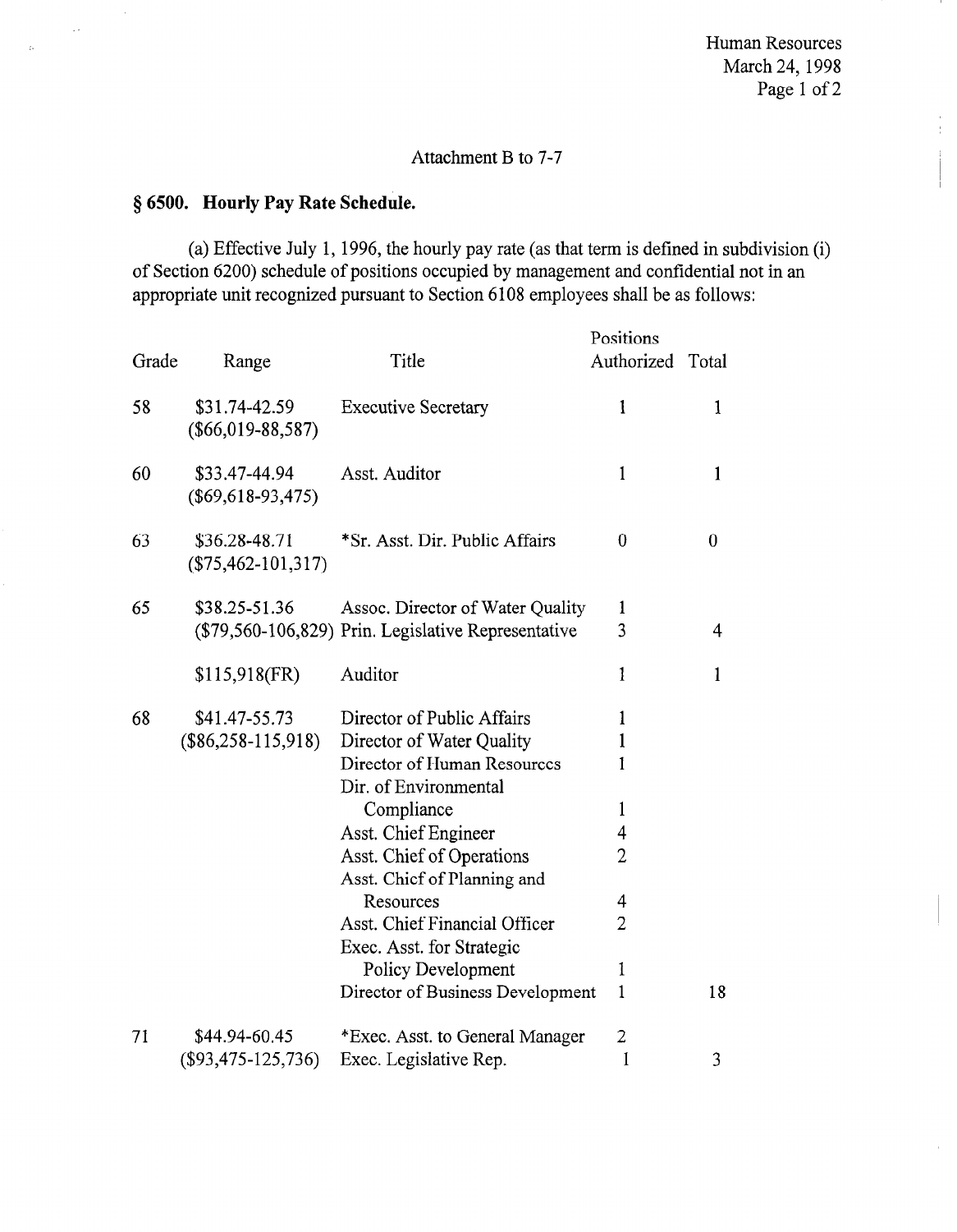Human Resources
March 24, 1998

Attachment B to 7-7

## § 6500. Hourly Pay Rate Schedule.

(a) Effective July 1, 1996, the hourly pay rate (as that term is defined in subdivision (i) of Section 6200) schedule of positions occupied by management and confidential not in an appropriate unit recognized pursuant to Section 6108 employees shall be as follows:

| Grade | Range | Title | Positions Authorized | Total |
|---|---|---|---|---|
| 58 | $31.74-42.59 ($66,019-88,587) | Executive Secretary | 1 | 1 |
| 60 | $33.47-44.94 ($69,618-93,475) | Asst. Auditor | 1 | 1 |
| 63 | $36.28-48.71 ($75,462-101,317) | *Sr. Asst. Dir. Public Affairs | 0 | 0 |
| 65 | $38.25-51.36 ($79,560-106,829) | Assoc. Director of Water Quality | 1 | |
| | | Prin. Legislative Representative | 3 | 4 |
| | $115,918(FR) | Auditor | 1 | 1 |
| 68 | $41.47-55.73 ($86,258-115,918) | Director of Public Affairs | 1 | |
| | | Director of Water Quality | 1 | |
| | | Director of Human Resources | 1 | |
| | | Dir. of Environmental Compliance | 1 | |
| | | Asst. Chief Engineer | 4 | |
| | | Asst. Chief of Operations | 2 | |
| | | Asst. Chief of Planning and Resources | 4 | |
| | | Asst. Chief Financial Officer | 2 | |
| | | Exec. Asst. for Strategic Policy Development | 1 | |
| | | Director of Business Development | 1 | 18 |
| 71 | $44.94-60.45 ($93,475-125,736) | *Exec. Asst. to General Manager | 2 | |
| | | Exec. Legislative Rep. | 1 | 3 |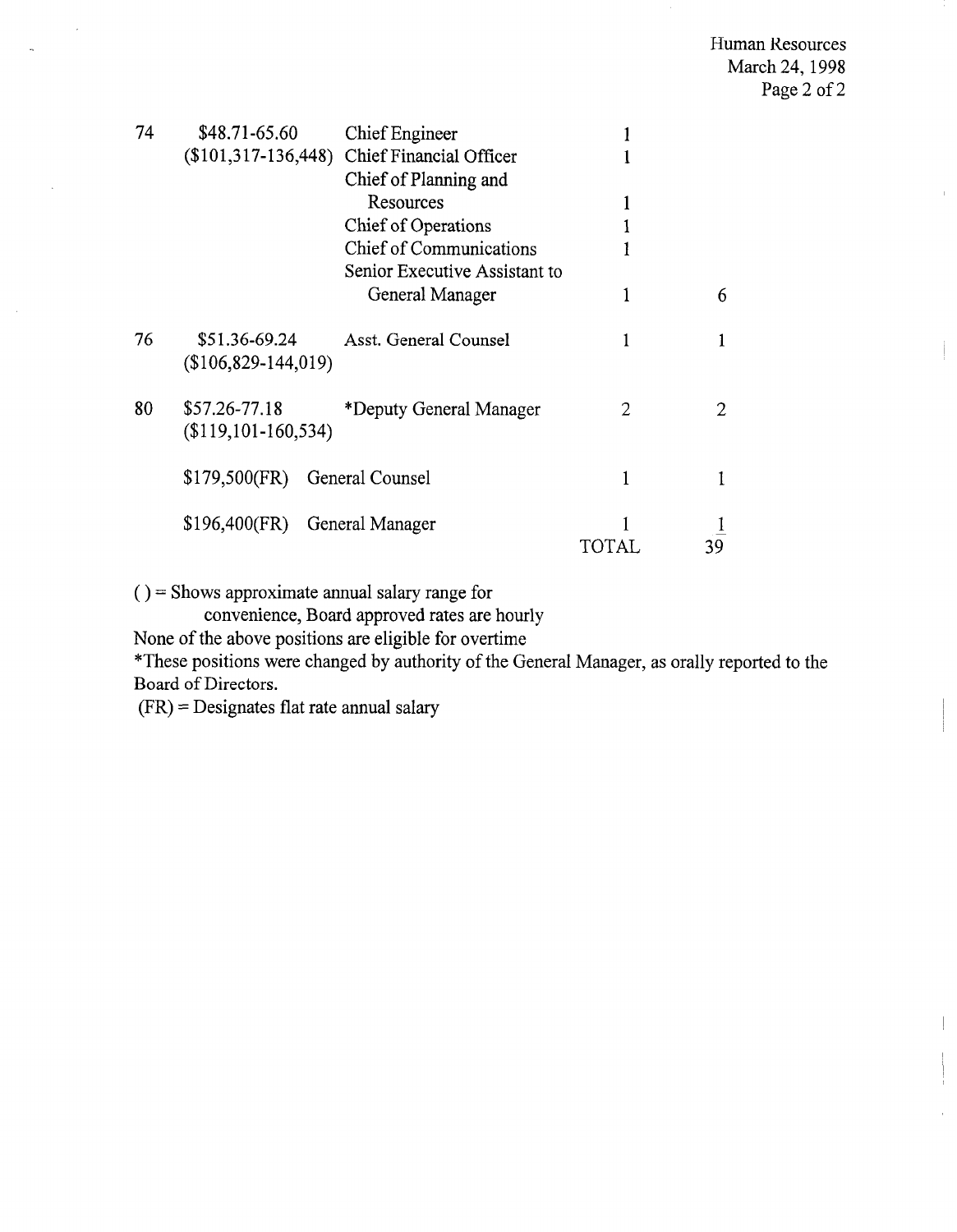| | | | | |
|---|---|---|---|---|
| 74 | $48.71-65.60 ($101,317-136,448) | Chief Engineer | 1 | |
| | | Chief Financial Officer | 1 | |
| | | Chief of Planning and Resources | 1 | |
| | | Chief of Operations | 1 | |
| | | Chief of Communications | 1 | |
| | | Senior Executive Assistant to General Manager | 1 | 6 |
| 76 | $51.36-69.24 ($106,829-144,019) | Asst. General Counsel | 1 | 1 |
| 80 | $57.26-77.18 ($119,101-160,534) | *Deputy General Manager | 2 | 2 |
| | $179,500(FR) | General Counsel | 1 | 1 |
| | $196,400(FR) | General Manager | 1 | 1 |
| | | | TOTAL | 39 |

( ) = Shows approximate annual salary range for convenience, Board approved rates are hourly

None of the above positions are eligible for overtime

*These positions were changed by authority of the General Manager, as orally reported to the Board of Directors.

(FR) = Designates flat rate annual salary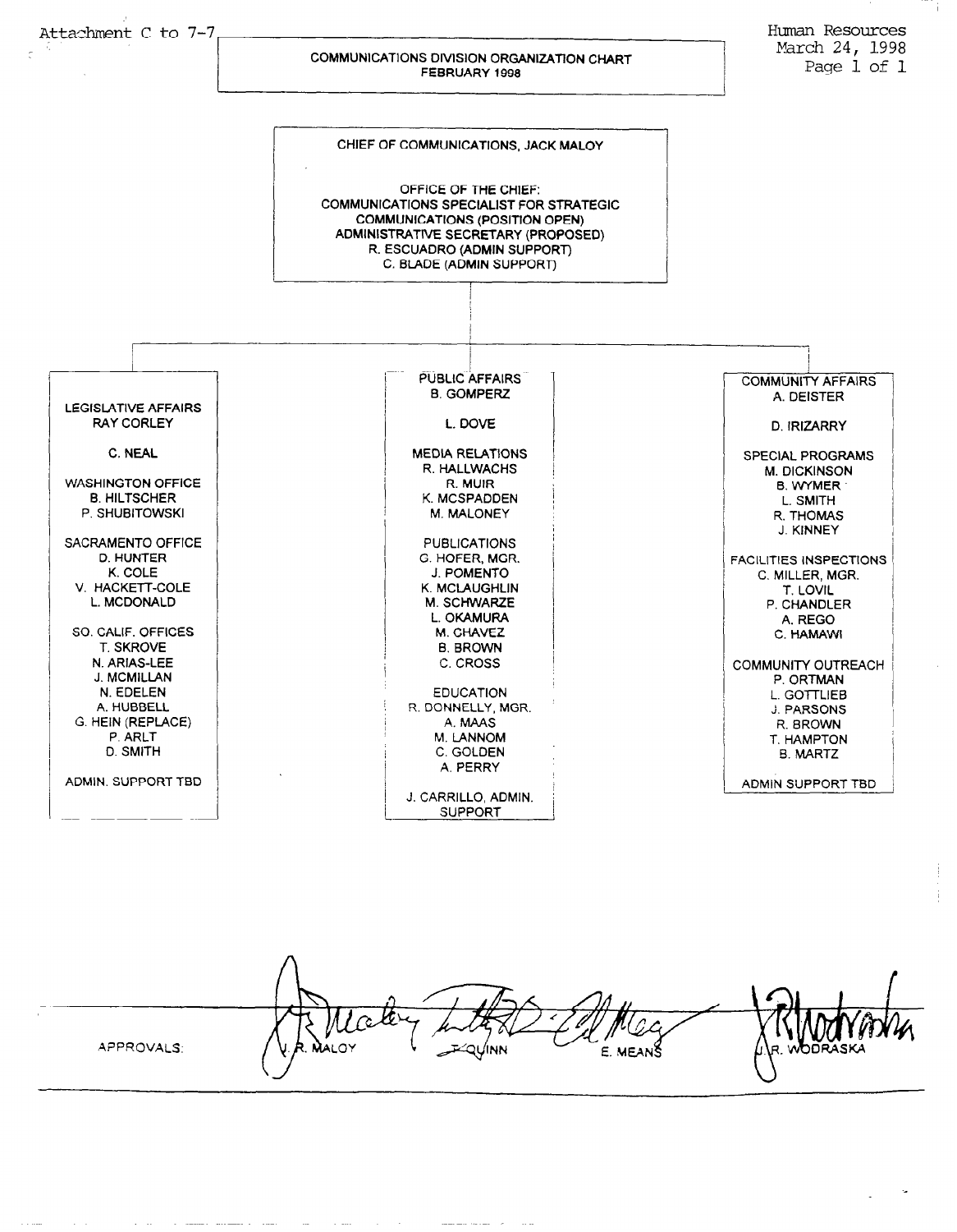Attachment C to 7-7

Human Resources
March 24, 1998

# COMMUNICATIONS DIVISION ORGANIZATION CHART
FEBRUARY 1998

## CHIEF OF COMMUNICATIONS, JACK MALOY

OFFICE OF THE CHIEF:
COMMUNICATIONS SPECIALIST FOR STRATEGIC COMMUNICATIONS (POSITION OPEN)
ADMINISTRATIVE SECRETARY (PROPOSED)
R. ESCUADRO (ADMIN SUPPORT)
C. BLADE (ADMIN SUPPORT)

### LEGISLATIVE AFFAIRS
RAY CORLEY

C. NEAL

WASHINGTON OFFICE
B. HILTSCHER
P. SHUBITOWSKI

SACRAMENTO OFFICE
D. HUNTER
K. COLE
V. HACKETT-COLE
L. MCDONALD

SO. CALIF. OFFICES
T. SKROVE
N. ARIAS-LEE
J. MCMILLAN
N. EDELEN
A. HUBBELL
G. HEIN (REPLACE)
P. ARLT
D. SMITH

ADMIN. SUPPORT TBD

### PUBLIC AFFAIRS
B. GOMPERZ

L. DOVE

MEDIA RELATIONS
R. HALLWACHS
R. MUIR
K. MCSPADDEN
M. MALONEY

PUBLICATIONS
G. HOFER, MGR.
J. POMENTO
K. MCLAUGHLIN
M. SCHWARZE
L. OKAMURA
M. CHAVEZ
B. BROWN
C. CROSS

EDUCATION
R. DONNELLY, MGR.
A. MAAS
M. LANNOM
C. GOLDEN
A. PERRY

J. CARRILLO, ADMIN. SUPPORT

### COMMUNITY AFFAIRS
A. DEISTER

D. IRIZARRY

SPECIAL PROGRAMS
M. DICKINSON
B. WYMER
L. SMITH
R. THOMAS
J. KINNEY

FACILITIES INSPECTIONS
C. MILLER, MGR.
T. LOVIL
P. CHANDLER
A. REGO
C. HAMAWI

COMMUNITY OUTREACH
P. ORTMAN
L. GOTTLIEB
J. PARSONS
R. BROWN
T. HAMPTON
B. MARTZ

ADMIN SUPPORT TBD

APPROVALS: J. R. MALOY &nbsp;&nbsp; T. QUINN &nbsp;&nbsp; E. MEANS &nbsp;&nbsp; J. R. WODRASKA